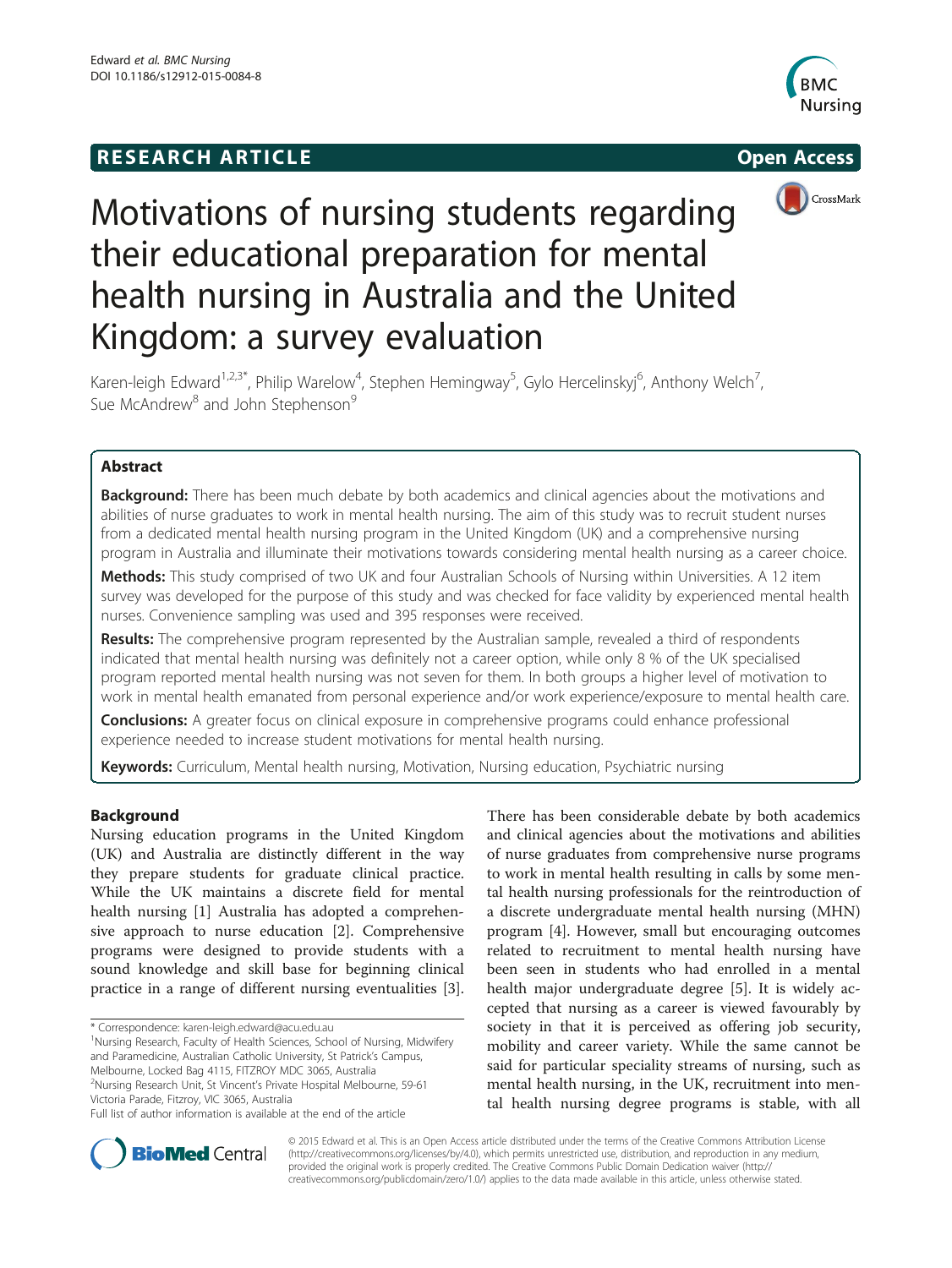RESEARCH ARTICLE

Open Access

# Motivations of nursing students regarding their educational preparation for mental health nursing in Australia and the United Kingdom: a survey evaluation

Karen-leigh Edward[1,2,3*], Philip Warelow[4], Stephen Hemingway[5], Gylo Hercelinskyj[6], Anthony Welch[7], Sue McAndrew[8] and John Stephenson[9]

## Abstract

**Background:** There has been much debate by both academics and clinical agencies about the motivations and abilities of nurse graduates to work in mental health nursing. The aim of this study was to recruit student nurses from a dedicated mental health nursing program in the United Kingdom (UK) and a comprehensive nursing program in Australia and illuminate their motivations towards considering mental health nursing as a career choice.

**Methods:** This study comprised of two UK and four Australian Schools of Nursing within Universities. A 12 item survey was developed for the purpose of this study and was checked for face validity by experienced mental health nurses. Convenience sampling was used and 395 responses were received.

**Results:** The comprehensive program represented by the Australian sample, revealed a third of respondents indicated that mental health nursing was definitely not a career option, while only 8 % of the UK specialised program reported mental health nursing was not seven for them. In both groups a higher level of motivation to work in mental health emanated from personal experience and/or work experience/exposure to mental health care.

**Conclusions:** A greater focus on clinical exposure in comprehensive programs could enhance professional experience needed to increase student motivations for mental health nursing.

**Keywords:** Curriculum, Mental health nursing, Motivation, Nursing education, Psychiatric nursing

## Background

Nursing education programs in the United Kingdom (UK) and Australia are distinctly different in the way they prepare students for graduate clinical practice. While the UK maintains a discrete field for mental health nursing [1] Australia has adopted a comprehensive approach to nurse education [2]. Comprehensive programs were designed to provide students with a sound knowledge and skill base for beginning clinical practice in a range of different nursing eventualities [3].

There has been considerable debate by both academics and clinical agencies about the motivations and abilities of nurse graduates from comprehensive nurse programs to work in mental health resulting in calls by some mental health nursing professionals for the reintroduction of a discrete undergraduate mental health nursing (MHN) program [4]. However, small but encouraging outcomes related to recruitment to mental health nursing have been seen in students who had enrolled in a mental health major undergraduate degree [5]. It is widely accepted that nursing as a career is viewed favourably by society in that it is perceived as offering job security, mobility and career variety. While the same cannot be said for particular speciality streams of nursing, such as mental health nursing, in the UK, recruitment into mental health nursing degree programs is stable, with all

* Correspondence: karen-leigh.edward@acu.edu.au
[1]Nursing Research, Faculty of Health Sciences, School of Nursing, Midwifery and Paramedicine, Australian Catholic University, St Patrick's Campus, Melbourne, Locked Bag 4115, FITZROY MDC 3065, Australia
[2]Nursing Research Unit, St Vincent's Private Hospital Melbourne, 59-61 Victoria Parade, Fitzroy, VIC 3065, Australia
Full list of author information is available at the end of the article

© 2015 Edward et al. This is an Open Access article distributed under the terms of the Creative Commons Attribution License (http://creativecommons.org/licenses/by/4.0), which permits unrestricted use, distribution, and reproduction in any medium, provided the original work is properly credited. The Creative Commons Public Domain Dedication waiver (http://creativecommons.org/publicdomain/zero/1.0/) applies to the data made available in this article, unless otherwise stated.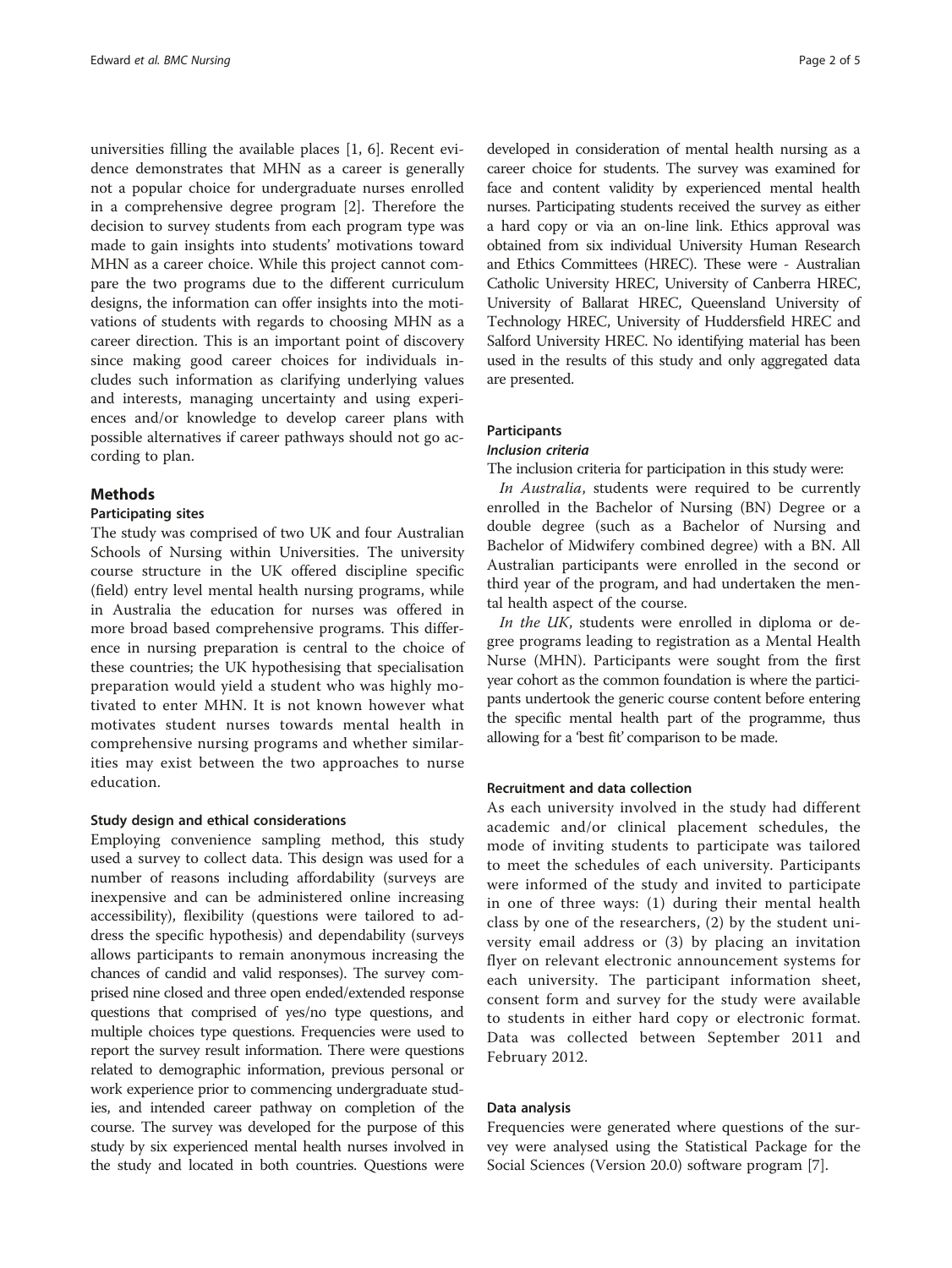universities filling the available places [1, 6]. Recent evidence demonstrates that MHN as a career is generally not a popular choice for undergraduate nurses enrolled in a comprehensive degree program [2]. Therefore the decision to survey students from each program type was made to gain insights into students' motivations toward MHN as a career choice. While this project cannot compare the two programs due to the different curriculum designs, the information can offer insights into the motivations of students with regards to choosing MHN as a career direction. This is an important point of discovery since making good career choices for individuals includes such information as clarifying underlying values and interests, managing uncertainty and using experiences and/or knowledge to develop career plans with possible alternatives if career pathways should not go according to plan.

## Methods

### Participating sites

The study was comprised of two UK and four Australian Schools of Nursing within Universities. The university course structure in the UK offered discipline specific (field) entry level mental health nursing programs, while in Australia the education for nurses was offered in more broad based comprehensive programs. This difference in nursing preparation is central to the choice of these countries; the UK hypothesising that specialisation preparation would yield a student who was highly motivated to enter MHN. It is not known however what motivates student nurses towards mental health in comprehensive nursing programs and whether similarities may exist between the two approaches to nurse education.

### Study design and ethical considerations

Employing convenience sampling method, this study used a survey to collect data. This design was used for a number of reasons including affordability (surveys are inexpensive and can be administered online increasing accessibility), flexibility (questions were tailored to address the specific hypothesis) and dependability (surveys allows participants to remain anonymous increasing the chances of candid and valid responses). The survey comprised nine closed and three open ended/extended response questions that comprised of yes/no type questions, and multiple choices type questions. Frequencies were used to report the survey result information. There were questions related to demographic information, previous personal or work experience prior to commencing undergraduate studies, and intended career pathway on completion of the course. The survey was developed for the purpose of this study by six experienced mental health nurses involved in the study and located in both countries. Questions were developed in consideration of mental health nursing as a career choice for students. The survey was examined for face and content validity by experienced mental health nurses. Participating students received the survey as either a hard copy or via an on-line link. Ethics approval was obtained from six individual University Human Research and Ethics Committees (HREC). These were - Australian Catholic University HREC, University of Canberra HREC, University of Ballarat HREC, Queensland University of Technology HREC, University of Huddersfield HREC and Salford University HREC. No identifying material has been used in the results of this study and only aggregated data are presented.

### Participants

#### *Inclusion criteria*

The inclusion criteria for participation in this study were:

*In Australia*, students were required to be currently enrolled in the Bachelor of Nursing (BN) Degree or a double degree (such as a Bachelor of Nursing and Bachelor of Midwifery combined degree) with a BN. All Australian participants were enrolled in the second or third year of the program, and had undertaken the mental health aspect of the course.

*In the UK*, students were enrolled in diploma or degree programs leading to registration as a Mental Health Nurse (MHN). Participants were sought from the first year cohort as the common foundation is where the participants undertook the generic course content before entering the specific mental health part of the programme, thus allowing for a 'best fit' comparison to be made.

### Recruitment and data collection

As each university involved in the study had different academic and/or clinical placement schedules, the mode of inviting students to participate was tailored to meet the schedules of each university. Participants were informed of the study and invited to participate in one of three ways: (1) during their mental health class by one of the researchers, (2) by the student university email address or (3) by placing an invitation flyer on relevant electronic announcement systems for each university. The participant information sheet, consent form and survey for the study were available to students in either hard copy or electronic format. Data was collected between September 2011 and February 2012.

### Data analysis

Frequencies were generated where questions of the survey were analysed using the Statistical Package for the Social Sciences (Version 20.0) software program [7].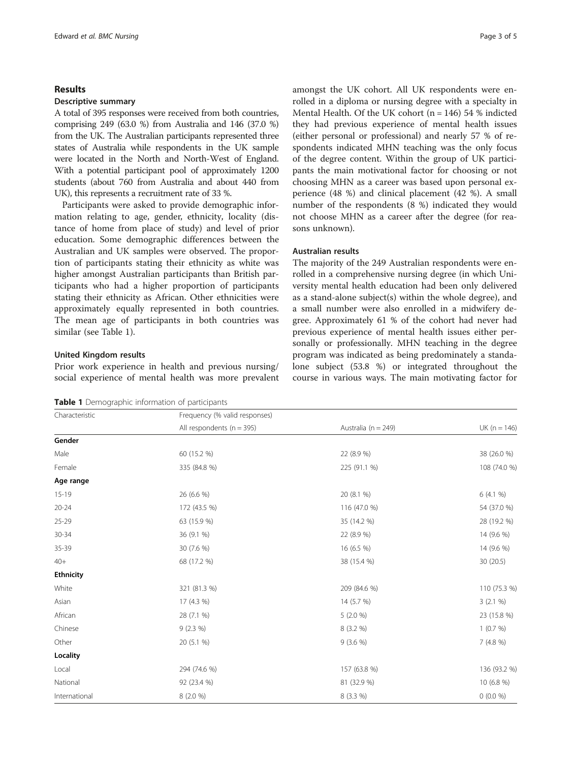## Results

### Descriptive summary

A total of 395 responses were received from both countries, comprising 249 (63.0 %) from Australia and 146 (37.0 %) from the UK. The Australian participants represented three states of Australia while respondents in the UK sample were located in the North and North-West of England. With a potential participant pool of approximately 1200 students (about 760 from Australia and about 440 from UK), this represents a recruitment rate of 33 %.

Participants were asked to provide demographic information relating to age, gender, ethnicity, locality (distance of home from place of study) and level of prior education. Some demographic differences between the Australian and UK samples were observed. The proportion of participants stating their ethnicity as white was higher amongst Australian participants than British participants who had a higher proportion of participants stating their ethnicity as African. Other ethnicities were approximately equally represented in both countries. The mean age of participants in both countries was similar (see Table 1).

### United Kingdom results

Prior work experience in health and previous nursing/social experience of mental health was more prevalent amongst the UK cohort. All UK respondents were enrolled in a diploma or nursing degree with a specialty in Mental Health. Of the UK cohort (n = 146) 54 % indicted they had previous experience of mental health issues (either personal or professional) and nearly 57 % of respondents indicated MHN teaching was the only focus of the degree content. Within the group of UK participants the main motivational factor for choosing or not choosing MHN as a career was based upon personal experience (48 %) and clinical placement (42 %). A small number of the respondents (8 %) indicated they would not choose MHN as a career after the degree (for reasons unknown).

### Australian results

The majority of the 249 Australian respondents were enrolled in a comprehensive nursing degree (in which University mental health education had been only delivered as a stand-alone subject(s) within the whole degree), and a small number were also enrolled in a midwifery degree. Approximately 61 % of the cohort had never had previous experience of mental health issues either personally or professionally. MHN teaching in the degree program was indicated as being predominately a standalone subject (53.8 %) or integrated throughout the course in various ways. The main motivating factor for

**Table 1** Demographic information of participants

| Characteristic | Frequency (% valid responses) | | |
|---|---|---|---|
| | All respondents (n = 395) | Australia (n = 249) | UK (n = 146) |
| **Gender** | | | |
| Male | 60 (15.2 %) | 22 (8.9 %) | 38 (26.0 %) |
| Female | 335 (84.8 %) | 225 (91.1 %) | 108 (74.0 %) |
| **Age range** | | | |
| 15-19 | 26 (6.6 %) | 20 (8.1 %) | 6 (4.1 %) |
| 20-24 | 172 (43.5 %) | 116 (47.0 %) | 54 (37.0 %) |
| 25-29 | 63 (15.9 %) | 35 (14.2 %) | 28 (19.2 %) |
| 30-34 | 36 (9.1 %) | 22 (8.9 %) | 14 (9.6 %) |
| 35-39 | 30 (7.6 %) | 16 (6.5 %) | 14 (9.6 %) |
| 40+ | 68 (17.2 %) | 38 (15.4 %) | 30 (20.5) |
| **Ethnicity** | | | |
| White | 321 (81.3 %) | 209 (84.6 %) | 110 (75.3 %) |
| Asian | 17 (4.3 %) | 14 (5.7 %) | 3 (2.1 %) |
| African | 28 (7.1 %) | 5 (2.0 %) | 23 (15.8 %) |
| Chinese | 9 (2.3 %) | 8 (3.2 %) | 1 (0.7 %) |
| Other | 20 (5.1 %) | 9 (3.6 %) | 7 (4.8 %) |
| **Locality** | | | |
| Local | 294 (74.6 %) | 157 (63.8 %) | 136 (93.2 %) |
| National | 92 (23.4 %) | 81 (32.9 %) | 10 (6.8 %) |
| International | 8 (2.0 %) | 8 (3.3 %) | 0 (0.0 %) |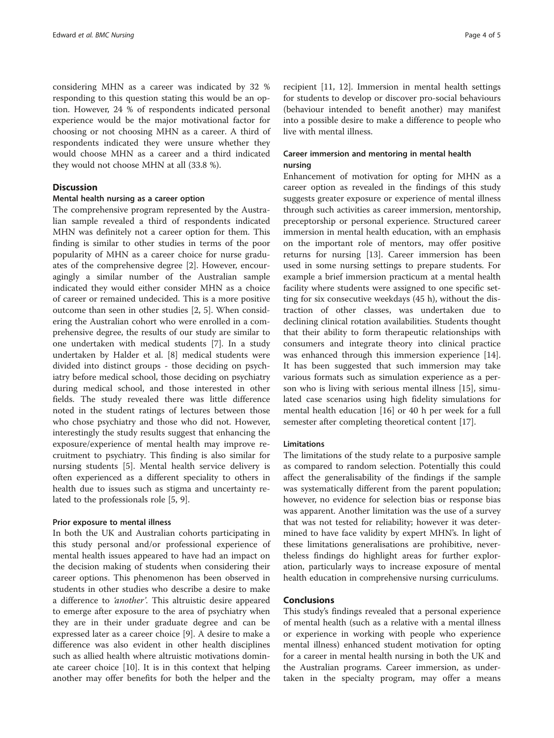considering MHN as a career was indicated by 32 % responding to this question stating this would be an option. However, 24 % of respondents indicated personal experience would be the major motivational factor for choosing or not choosing MHN as a career. A third of respondents indicated they were unsure whether they would choose MHN as a career and a third indicated they would not choose MHN at all (33.8 %).

## Discussion

### Mental health nursing as a career option

The comprehensive program represented by the Australian sample revealed a third of respondents indicated MHN was definitely not a career option for them. This finding is similar to other studies in terms of the poor popularity of MHN as a career choice for nurse graduates of the comprehensive degree [2]. However, encouragingly a similar number of the Australian sample indicated they would either consider MHN as a choice of career or remained undecided. This is a more positive outcome than seen in other studies [2, 5]. When considering the Australian cohort who were enrolled in a comprehensive degree, the results of our study are similar to one undertaken with medical students [7]. In a study undertaken by Halder et al. [8] medical students were divided into distinct groups - those deciding on psychiatry before medical school, those deciding on psychiatry during medical school, and those interested in other fields. The study revealed there was little difference noted in the student ratings of lectures between those who chose psychiatry and those who did not. However, interestingly the study results suggest that enhancing the exposure/experience of mental health may improve recruitment to psychiatry. This finding is also similar for nursing students [5]. Mental health service delivery is often experienced as a different speciality to others in health due to issues such as stigma and uncertainty related to the professionals role [5, 9].

### Prior exposure to mental illness

In both the UK and Australian cohorts participating in this study personal and/or professional experience of mental health issues appeared to have had an impact on the decision making of students when considering their career options. This phenomenon has been observed in students in other studies who describe a desire to make a difference to *'another'*. This altruistic desire appeared to emerge after exposure to the area of psychiatry when they are in their under graduate degree and can be expressed later as a career choice [9]. A desire to make a difference was also evident in other health disciplines such as allied health where altruistic motivations dominate career choice [10]. It is in this context that helping another may offer benefits for both the helper and the recipient [11, 12]. Immersion in mental health settings for students to develop or discover pro-social behaviours (behaviour intended to benefit another) may manifest into a possible desire to make a difference to people who live with mental illness.

### Career immersion and mentoring in mental health nursing

Enhancement of motivation for opting for MHN as a career option as revealed in the findings of this study suggests greater exposure or experience of mental illness through such activities as career immersion, mentorship, preceptorship or personal experience. Structured career immersion in mental health education, with an emphasis on the important role of mentors, may offer positive returns for nursing [13]. Career immersion has been used in some nursing settings to prepare students. For example a brief immersion practicum at a mental health facility where students were assigned to one specific setting for six consecutive weekdays (45 h), without the distraction of other classes, was undertaken due to declining clinical rotation availabilities. Students thought that their ability to form therapeutic relationships with consumers and integrate theory into clinical practice was enhanced through this immersion experience [14]. It has been suggested that such immersion may take various formats such as simulation experience as a person who is living with serious mental illness [15], simulated case scenarios using high fidelity simulations for mental health education [16] or 40 h per week for a full semester after completing theoretical content [17].

### Limitations

The limitations of the study relate to a purposive sample as compared to random selection. Potentially this could affect the generalisability of the findings if the sample was systematically different from the parent population; however, no evidence for selection bias or response bias was apparent. Another limitation was the use of a survey that was not tested for reliability; however it was determined to have face validity by expert MHN's. In light of these limitations generalisations are prohibitive, nevertheless findings do highlight areas for further exploration, particularly ways to increase exposure of mental health education in comprehensive nursing curriculums.

## Conclusions

This study's findings revealed that a personal experience of mental health (such as a relative with a mental illness or experience in working with people who experience mental illness) enhanced student motivation for opting for a career in mental health nursing in both the UK and the Australian programs. Career immersion, as undertaken in the specialty program, may offer a means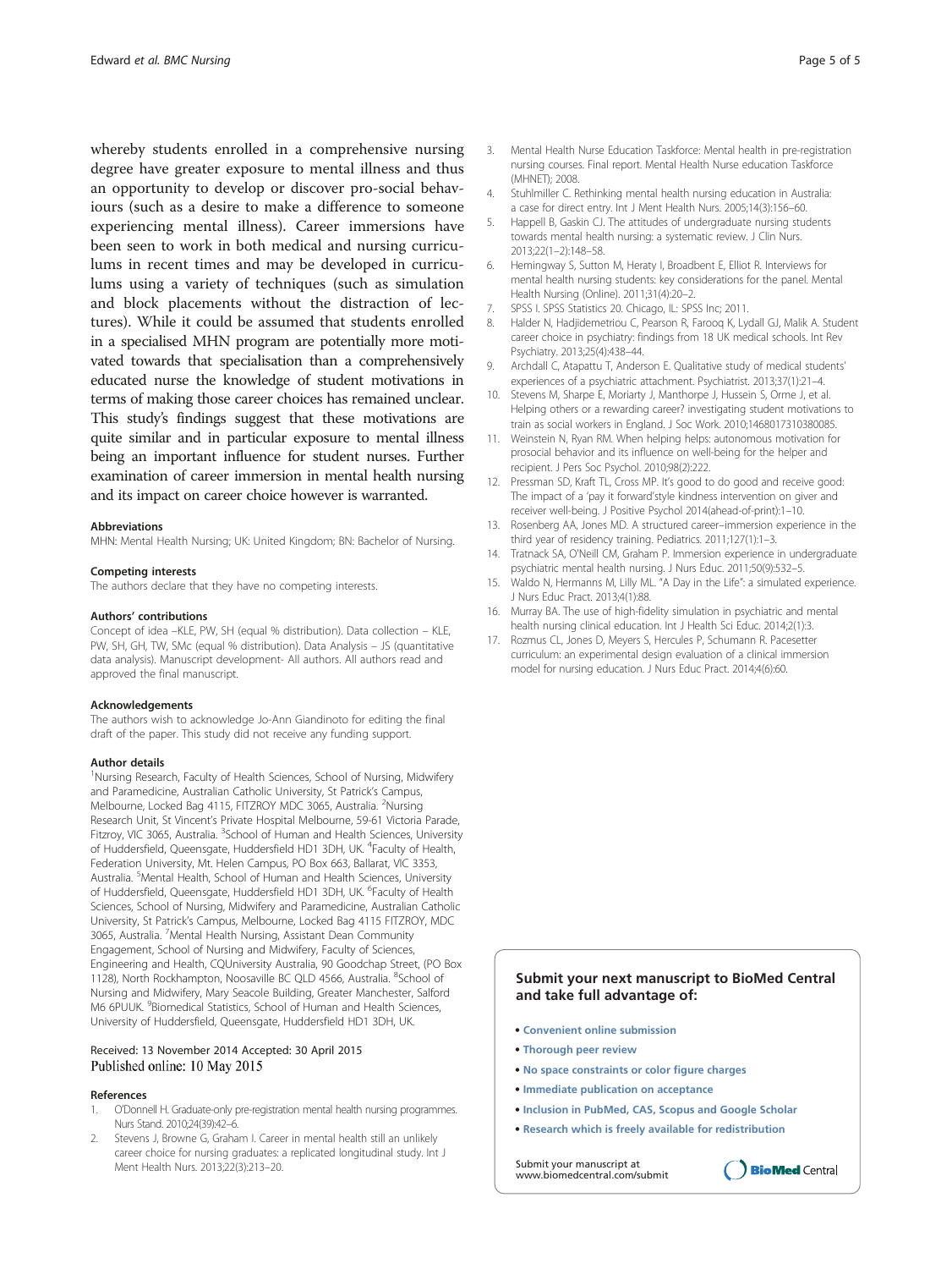whereby students enrolled in a comprehensive nursing degree have greater exposure to mental illness and thus an opportunity to develop or discover pro-social behaviours (such as a desire to make a difference to someone experiencing mental illness). Career immersions have been seen to work in both medical and nursing curriculums in recent times and may be developed in curriculums using a variety of techniques (such as simulation and block placements without the distraction of lectures). While it could be assumed that students enrolled in a specialised MHN program are potentially more motivated towards that specialisation than a comprehensively educated nurse the knowledge of student motivations in terms of making those career choices has remained unclear. This study's findings suggest that these motivations are quite similar and in particular exposure to mental illness being an important influence for student nurses. Further examination of career immersion in mental health nursing and its impact on career choice however is warranted.

#### Abbreviations

MHN: Mental Health Nursing; UK: United Kingdom; BN: Bachelor of Nursing.

#### Competing interests

The authors declare that they have no competing interests.

#### Authors' contributions

Concept of idea –KLE, PW, SH (equal % distribution). Data collection – KLE, PW, SH, GH, TW, SMc (equal % distribution). Data Analysis – JS (quantitative data analysis). Manuscript development- All authors. All authors read and approved the final manuscript.

#### Acknowledgements

The authors wish to acknowledge Jo-Ann Giandinoto for editing the final draft of the paper. This study did not receive any funding support.

#### Author details

[1]Nursing Research, Faculty of Health Sciences, School of Nursing, Midwifery and Paramedicine, Australian Catholic University, St Patrick's Campus, Melbourne, Locked Bag 4115, FITZROY MDC 3065, Australia. [2]Nursing Research Unit, St Vincent's Private Hospital Melbourne, 59-61 Victoria Parade, Fitzroy, VIC 3065, Australia. [3]School of Human and Health Sciences, University of Huddersfield, Queensgate, Huddersfield HD1 3DH, UK. [4]Faculty of Health, Federation University, Mt. Helen Campus, PO Box 663, Ballarat, VIC 3353, Australia. [5]Mental Health, School of Human and Health Sciences, University of Huddersfield, Queensgate, Huddersfield HD1 3DH, UK. [6]Faculty of Health Sciences, School of Nursing, Midwifery and Paramedicine, Australian Catholic University, St Patrick's Campus, Melbourne, Locked Bag 4115 FITZROY, MDC 3065, Australia. [7]Mental Health Nursing, Assistant Dean Community Engagement, School of Nursing and Midwifery, Faculty of Sciences, Engineering and Health, CQUniversity Australia, 90 Goodchap Street, (PO Box 1128), North Rockhampton, Noosaville BC QLD 4566, Australia. [8]School of Nursing and Midwifery, Mary Seacole Building, Greater Manchester, Salford M6 6PUUK. [9]Biomedical Statistics, School of Human and Health Sciences, University of Huddersfield, Queensgate, Huddersfield HD1 3DH, UK.

Received: 13 November 2014 Accepted: 30 April 2015
Published online: 10 May 2015

#### References

1. O'Donnell H. Graduate-only pre-registration mental health nursing programmes. Nurs Stand. 2010;24(39):42–6.
2. Stevens J, Browne G, Graham I. Career in mental health still an unlikely career choice for nursing graduates: a replicated longitudinal study. Int J Ment Health Nurs. 2013;22(3):213–20.
3. Mental Health Nurse Education Taskforce: Mental health in pre-registration nursing courses. Final report. Mental Health Nurse education Taskforce (MHNET); 2008.
4. Stuhlmiller C. Rethinking mental health nursing education in Australia: a case for direct entry. Int J Ment Health Nurs. 2005;14(3):156–60.
5. Happell B, Gaskin CJ. The attitudes of undergraduate nursing students towards mental health nursing: a systematic review. J Clin Nurs. 2013;22(1–2):148–58.
6. Hemingway S, Sutton M, Heraty I, Broadbent E, Elliot R. Interviews for mental health nursing students: key considerations for the panel. Mental Health Nursing (Online). 2011;31(4):20–2.
7. SPSS I. SPSS Statistics 20. Chicago, IL: SPSS Inc; 2011.
8. Halder N, Hadjidemetriou C, Pearson R, Farooq K, Lydall GJ, Malik A. Student career choice in psychiatry: findings from 18 UK medical schools. Int Rev Psychiatry. 2013;25(4):438–44.
9. Archdall C, Atapattu T, Anderson E. Qualitative study of medical students' experiences of a psychiatric attachment. Psychiatrist. 2013;37(1):21–4.
10. Stevens M, Sharpe E, Moriarty J, Manthorpe J, Hussein S, Orme J, et al. Helping others or a rewarding career? investigating student motivations to train as social workers in England. J Soc Work. 2010;1468017310380085.
11. Weinstein N, Ryan RM. When helping helps: autonomous motivation for prosocial behavior and its influence on well-being for the helper and recipient. J Pers Soc Psychol. 2010;98(2):222.
12. Pressman SD, Kraft TL, Cross MP. It's good to do good and receive good: The impact of a 'pay it forward'style kindness intervention on giver and receiver well-being. J Positive Psychol 2014(ahead-of-print):1–10.
13. Rosenberg AA, Jones MD. A structured career–immersion experience in the third year of residency training. Pediatrics. 2011;127(1):1–3.
14. Tratnack SA, O'Neill CM, Graham P. Immersion experience in undergraduate psychiatric mental health nursing. J Nurs Educ. 2011;50(9):532–5.
15. Waldo N, Hermanns M, Lilly ML. "A Day in the Life": a simulated experience. J Nurs Educ Pract. 2013;4(1):88.
16. Murray BA. The use of high-fidelity simulation in psychiatric and mental health nursing clinical education. Int J Health Sci Educ. 2014;2(1):3.
17. Rozmus CL, Jones D, Meyers S, Hercules P, Schumann R. Pacesetter curriculum: an experimental design evaluation of a clinical immersion model for nursing education. J Nurs Educ Pract. 2014;4(6):60.